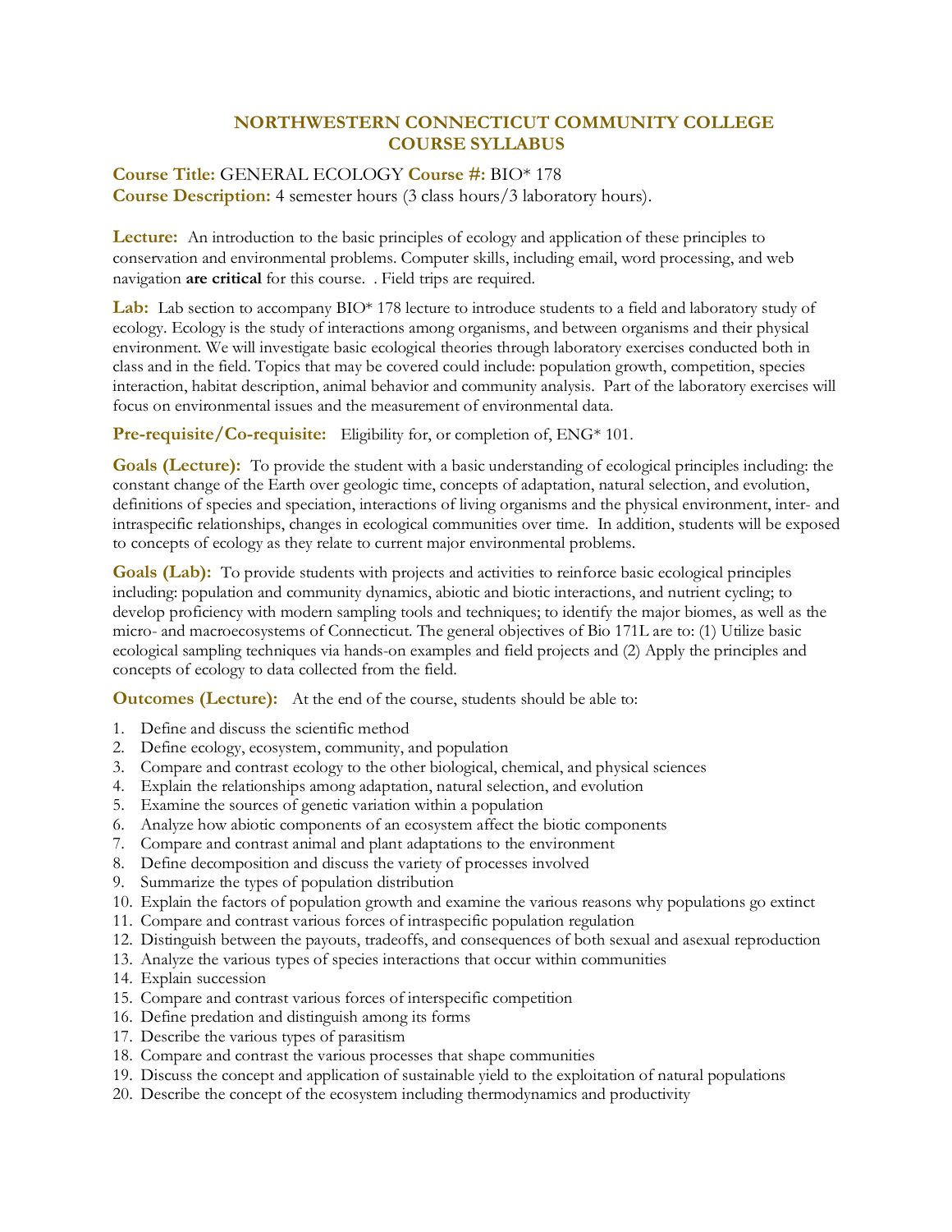# NORTHWESTERN CONNECTICUT COMMUNITY COLLEGE
# COURSE SYLLABUS

**Course Title:** GENERAL ECOLOGY **Course #:** BIO* 178
**Course Description:** 4 semester hours (3 class hours/3 laboratory hours).

**Lecture:** An introduction to the basic principles of ecology and application of these principles to conservation and environmental problems. Computer skills, including email, word processing, and web navigation **are critical** for this course. . Field trips are required.

**Lab:** Lab section to accompany BIO* 178 lecture to introduce students to a field and laboratory study of ecology. Ecology is the study of interactions among organisms, and between organisms and their physical environment. We will investigate basic ecological theories through laboratory exercises conducted both in class and in the field. Topics that may be covered could include: population growth, competition, species interaction, habitat description, animal behavior and community analysis. Part of the laboratory exercises will focus on environmental issues and the measurement of environmental data.

**Pre-requisite/Co-requisite:** Eligibility for, or completion of, ENG* 101.

**Goals (Lecture):** To provide the student with a basic understanding of ecological principles including: the constant change of the Earth over geologic time, concepts of adaptation, natural selection, and evolution, definitions of species and speciation, interactions of living organisms and the physical environment, inter- and intraspecific relationships, changes in ecological communities over time. In addition, students will be exposed to concepts of ecology as they relate to current major environmental problems.

**Goals (Lab):** To provide students with projects and activities to reinforce basic ecological principles including: population and community dynamics, abiotic and biotic interactions, and nutrient cycling; to develop proficiency with modern sampling tools and techniques; to identify the major biomes, as well as the micro- and macroecosystems of Connecticut. The general objectives of Bio 171L are to: (1) Utilize basic ecological sampling techniques via hands-on examples and field projects and (2) Apply the principles and concepts of ecology to data collected from the field.

**Outcomes (Lecture):** At the end of the course, students should be able to:

1. Define and discuss the scientific method
2. Define ecology, ecosystem, community, and population
3. Compare and contrast ecology to the other biological, chemical, and physical sciences
4. Explain the relationships among adaptation, natural selection, and evolution
5. Examine the sources of genetic variation within a population
6. Analyze how abiotic components of an ecosystem affect the biotic components
7. Compare and contrast animal and plant adaptations to the environment
8. Define decomposition and discuss the variety of processes involved
9. Summarize the types of population distribution
10. Explain the factors of population growth and examine the various reasons why populations go extinct
11. Compare and contrast various forces of intraspecific population regulation
12. Distinguish between the payouts, tradeoffs, and consequences of both sexual and asexual reproduction
13. Analyze the various types of species interactions that occur within communities
14. Explain succession
15. Compare and contrast various forces of interspecific competition
16. Define predation and distinguish among its forms
17. Describe the various types of parasitism
18. Compare and contrast the various processes that shape communities
19. Discuss the concept and application of sustainable yield to the exploitation of natural populations
20. Describe the concept of the ecosystem including thermodynamics and productivity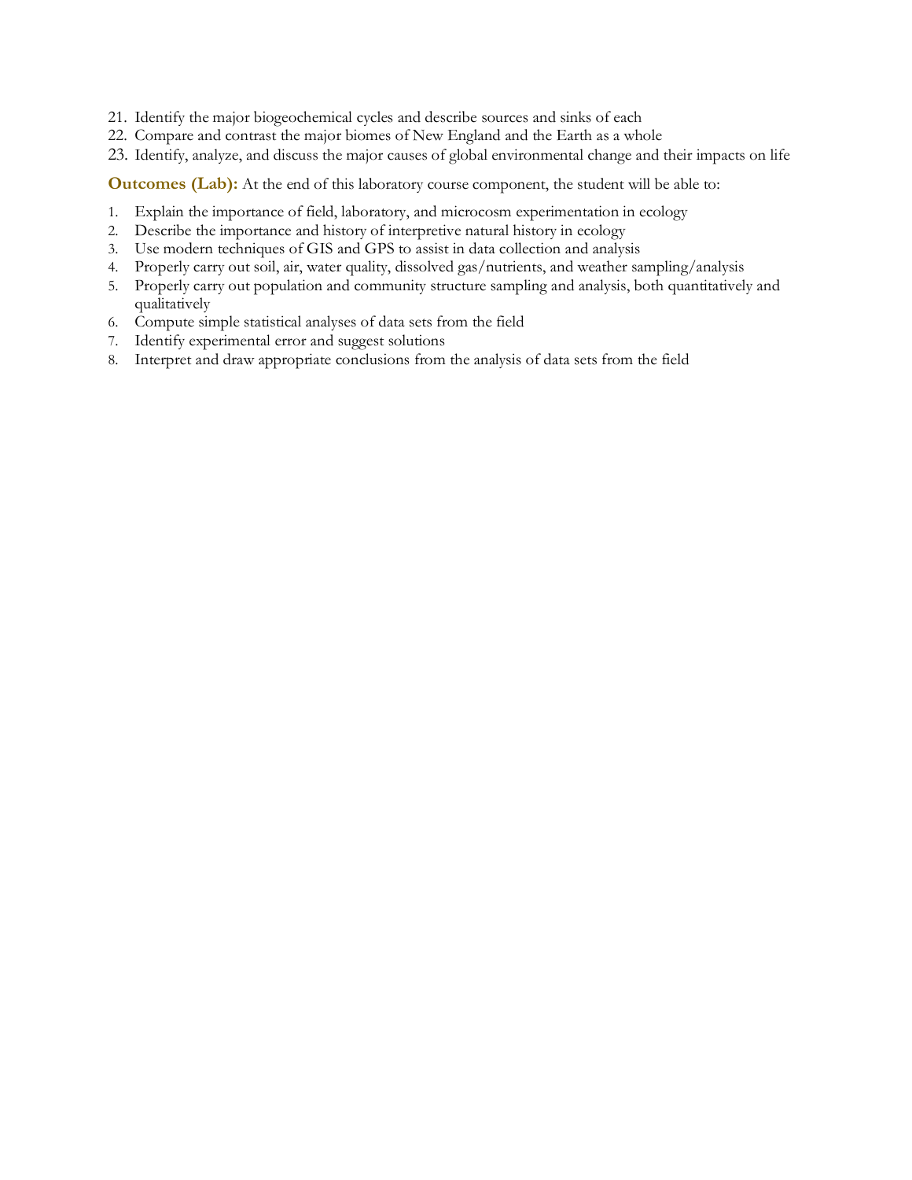21. Identify the major biogeochemical cycles and describe sources and sinks of each
22. Compare and contrast the major biomes of New England and the Earth as a whole
23. Identify, analyze, and discuss the major causes of global environmental change and their impacts on life

**Outcomes (Lab):** At the end of this laboratory course component, the student will be able to:

1. Explain the importance of field, laboratory, and microcosm experimentation in ecology
2. Describe the importance and history of interpretive natural history in ecology
3. Use modern techniques of GIS and GPS to assist in data collection and analysis
4. Properly carry out soil, air, water quality, dissolved gas/nutrients, and weather sampling/analysis
5. Properly carry out population and community structure sampling and analysis, both quantitatively and qualitatively
6. Compute simple statistical analyses of data sets from the field
7. Identify experimental error and suggest solutions
8. Interpret and draw appropriate conclusions from the analysis of data sets from the field